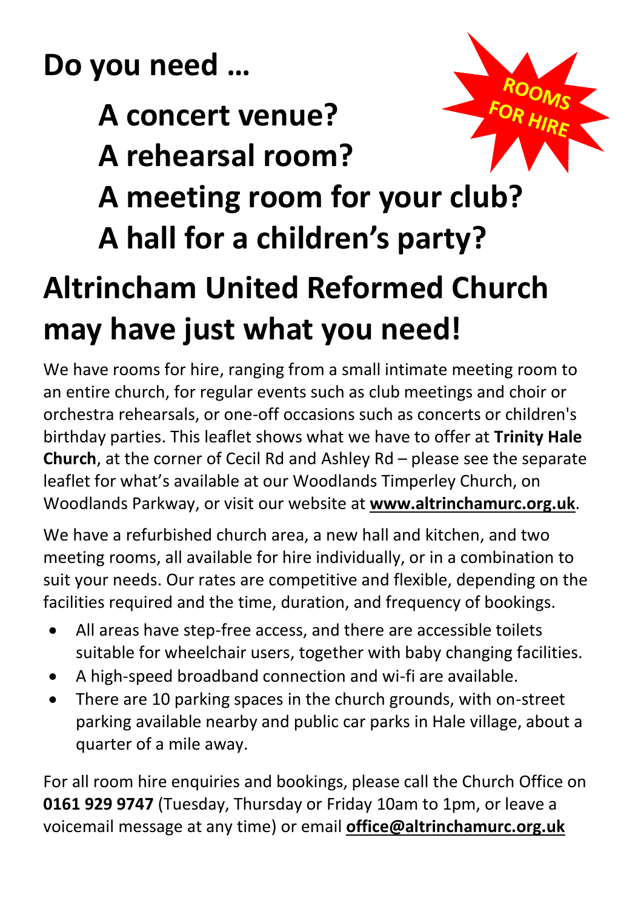# Do you need …

## A concert venue?
## A rehearsal room?
## A meeting room for your club?
## A hall for a children's party?

ROOMS FOR HIRE

# Altrincham United Reformed Church may have just what you need!

We have rooms for hire, ranging from a small intimate meeting room to an entire church, for regular events such as club meetings and choir or orchestra rehearsals, or one-off occasions such as concerts or children's birthday parties. This leaflet shows what we have to offer at **Trinity Hale Church**, at the corner of Cecil Rd and Ashley Rd – please see the separate leaflet for what's available at our Woodlands Timperley Church, on Woodlands Parkway, or visit our website at **www.altrinchamurc.org.uk**.

We have a refurbished church area, a new hall and kitchen, and two meeting rooms, all available for hire individually, or in a combination to suit your needs. Our rates are competitive and flexible, depending on the facilities required and the time, duration, and frequency of bookings.

- All areas have step-free access, and there are accessible toilets suitable for wheelchair users, together with baby changing facilities.
- A high-speed broadband connection and wi-fi are available.
- There are 10 parking spaces in the church grounds, with on-street parking available nearby and public car parks in Hale village, about a quarter of a mile away.

For all room hire enquiries and bookings, please call the Church Office on **0161 929 9747** (Tuesday, Thursday or Friday 10am to 1pm, or leave a voicemail message at any time) or email **office@altrinchamurc.org.uk**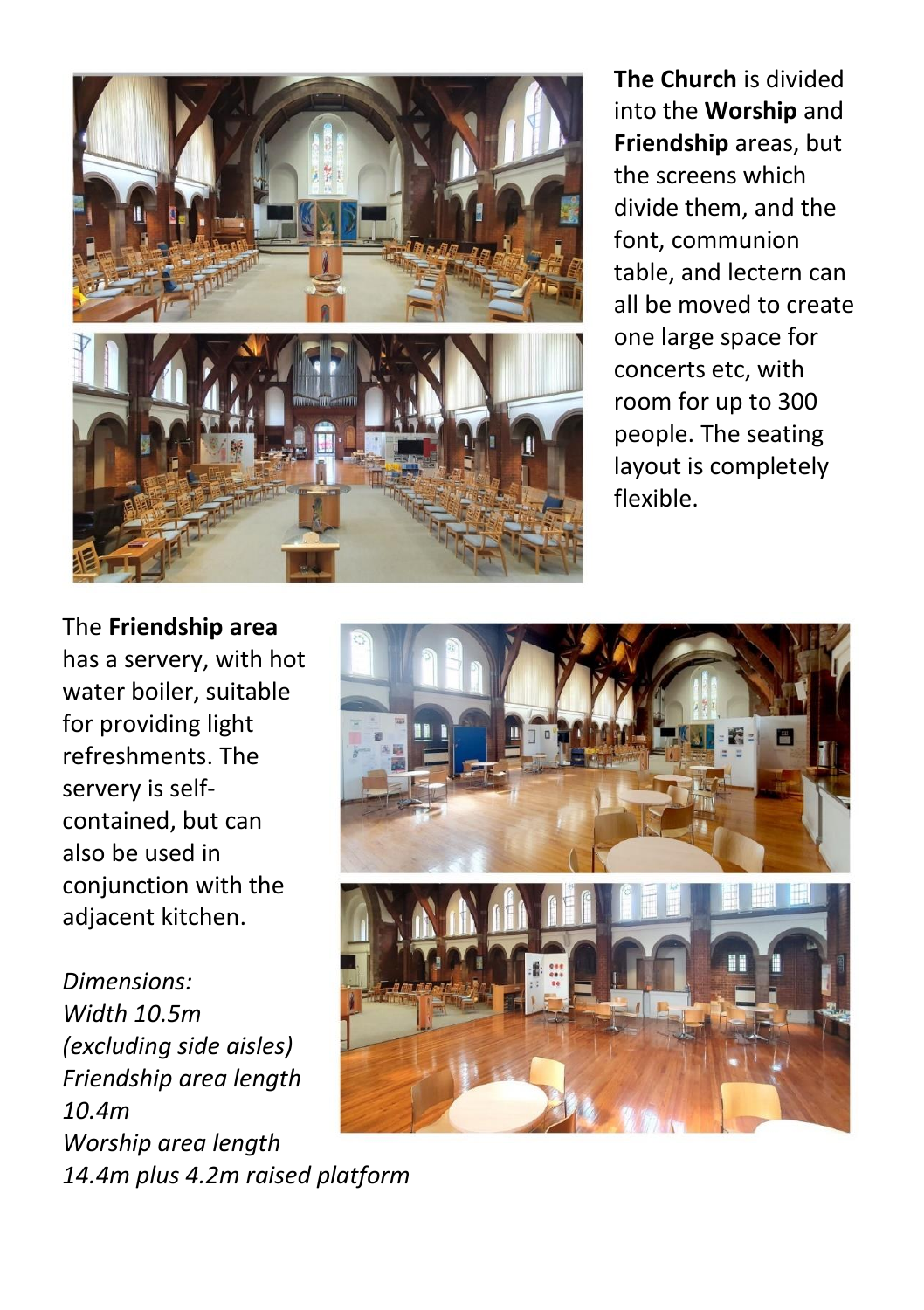**The Church** is divided into the **Worship** and **Friendship** areas, but the screens which divide them, and the font, communion table, and lectern can all be moved to create one large space for concerts etc, with room for up to 300 people. The seating layout is completely flexible.

The **Friendship area** has a servery, with hot water boiler, suitable for providing light refreshments. The servery is self-contained, but can also be used in conjunction with the adjacent kitchen.

*Dimensions:*
*Width 10.5m (excluding side aisles)*
*Friendship area length 10.4m*
*Worship area length 14.4m plus 4.2m raised platform*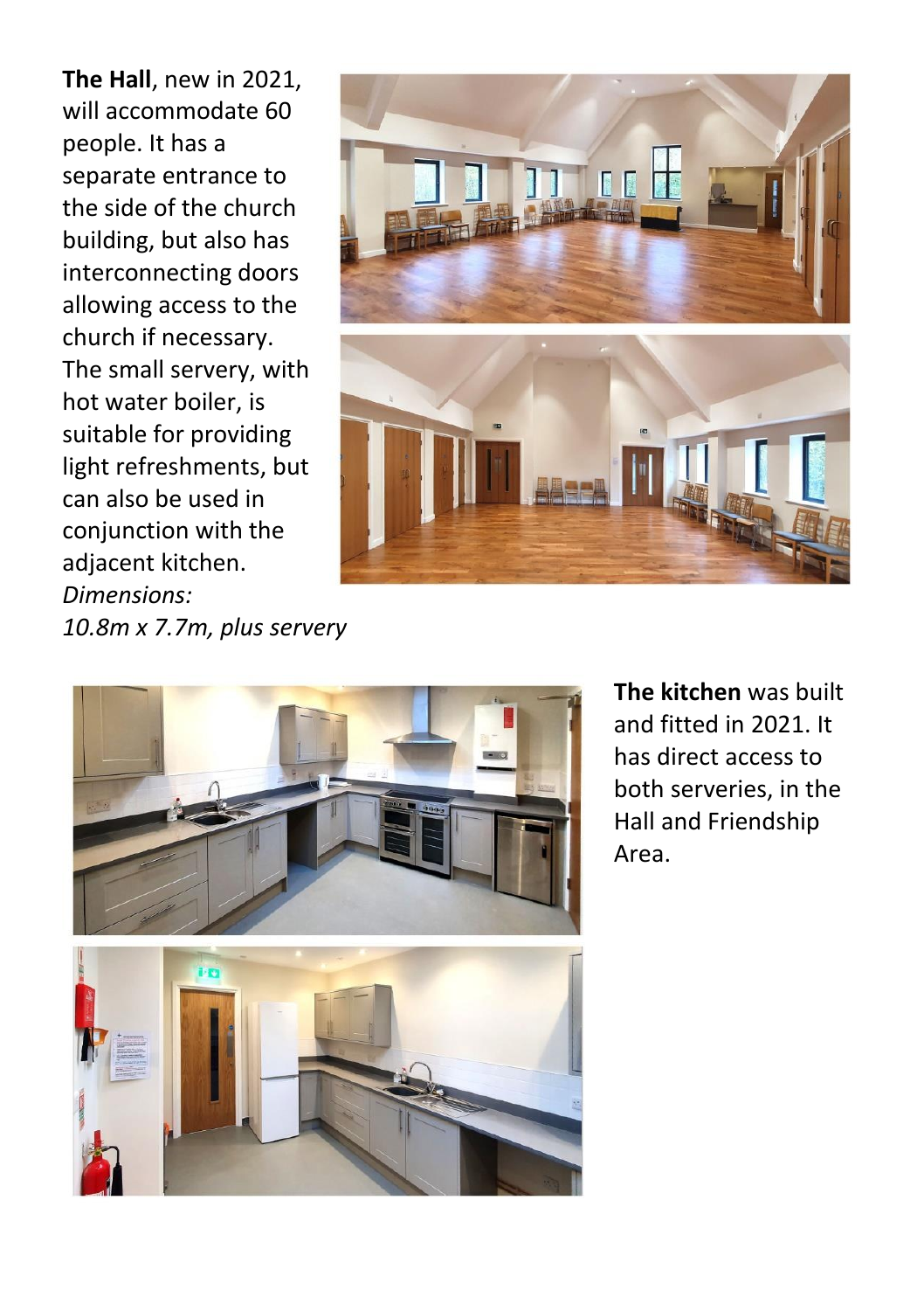**The Hall**, new in 2021, will accommodate 60 people. It has a separate entrance to the side of the church building, but also has interconnecting doors allowing access to the church if necessary. The small servery, with hot water boiler, is suitable for providing light refreshments, but can also be used in conjunction with the adjacent kitchen.
*Dimensions:*
*10.8m x 7.7m, plus servery*

**The kitchen** was built and fitted in 2021. It has direct access to both serveries, in the Hall and Friendship Area.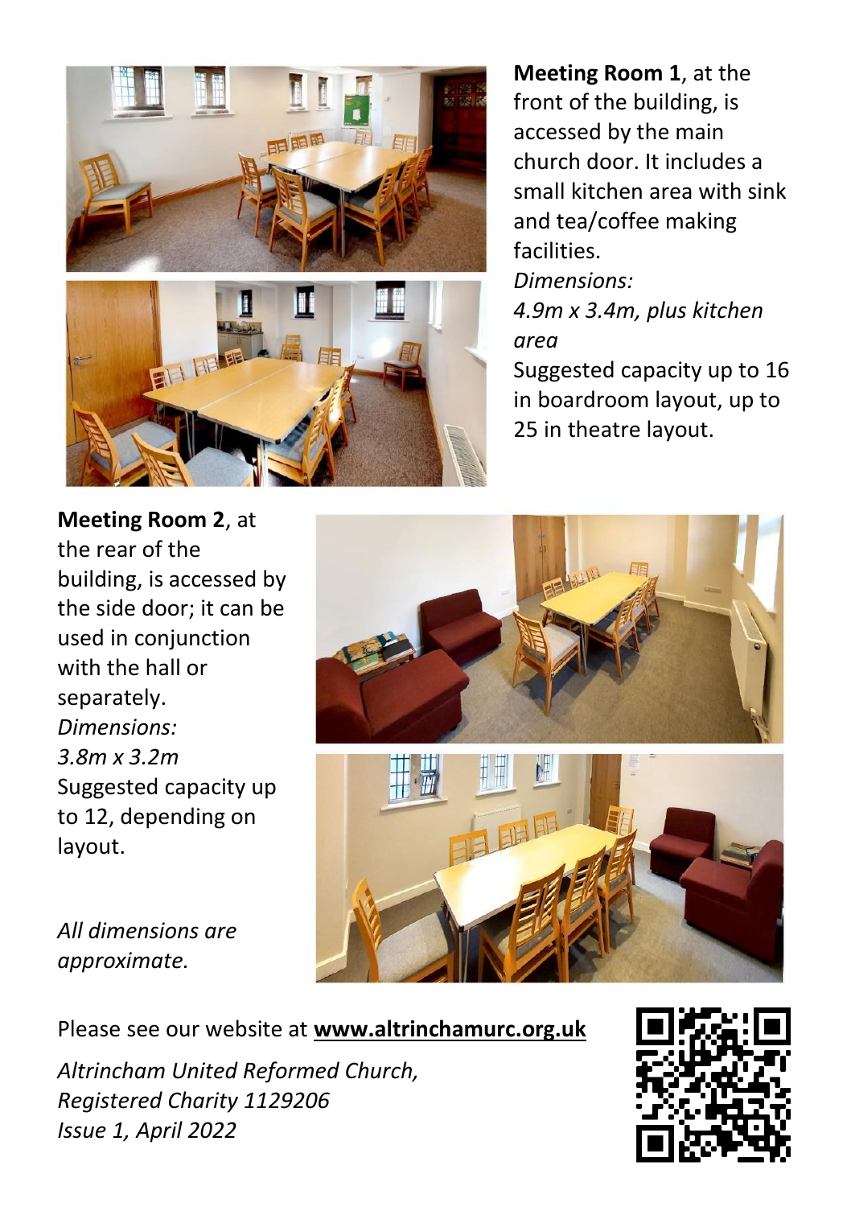**Meeting Room 1**, at the front of the building, is accessed by the main church door. It includes a small kitchen area with sink and tea/coffee making facilities.

*Dimensions:*
*4.9m x 3.4m, plus kitchen area*

Suggested capacity up to 16 in boardroom layout, up to 25 in theatre layout.

**Meeting Room 2**, at the rear of the building, is accessed by the side door; it can be used in conjunction with the hall or separately.

*Dimensions:*
*3.8m x 3.2m*

Suggested capacity up to 12, depending on layout.

*All dimensions are approximate.*

Please see our website at **www.altrinchamurc.org.uk**

*Altrincham United Reformed Church,*
*Registered Charity 1129206*
*Issue 1, April 2022*